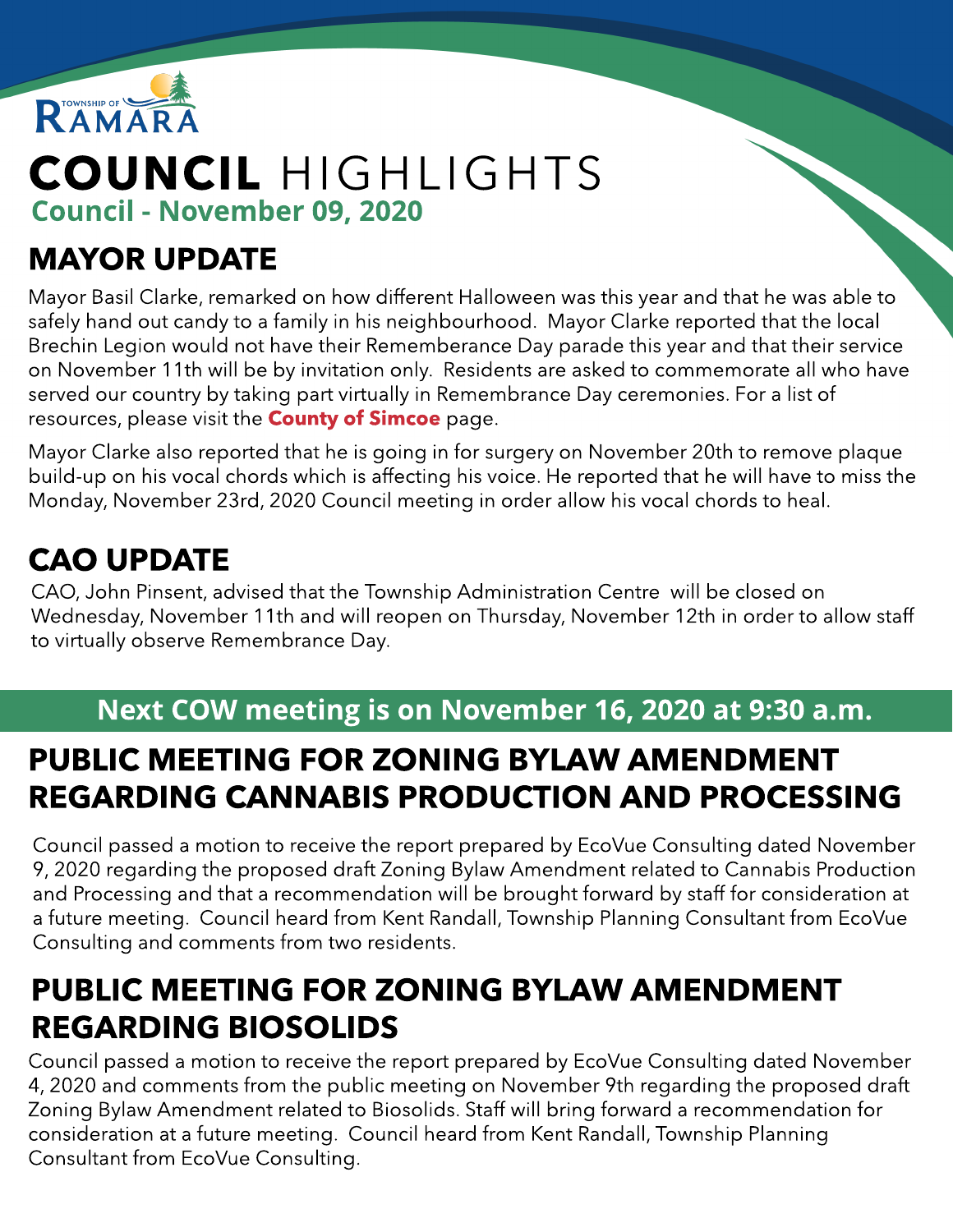TOWNSHIP OF RAMARA

# COUNCIL HIGHLIGHTS

**Council - November 09, 2020**

## MAYOR UPDATE

Mayor Basil Clarke, remarked on how different Halloween was this year and that he was able to safely hand out candy to a family in his neighbourhood. Mayor Clarke reported that the local Brechin Legion would not have their Rememberance Day parade this year and that their service on November 11th will be by invitation only. Residents are asked to commemorate all who have served our country by taking part virtually in Remembrance Day ceremonies. For a list of resources, please visit the **County of Simcoe** page.

Mayor Clarke also reported that he is going in for surgery on November 20th to remove plaque build-up on his vocal chords which is affecting his voice. He reported that he will have to miss the Monday, November 23rd, 2020 Council meeting in order allow his vocal chords to heal.

## CAO UPDATE

CAO, John Pinsent, advised that the Township Administration Centre will be closed on Wednesday, November 11th and will reopen on Thursday, November 12th in order to allow staff to virtually observe Remembrance Day.

**Next COW meeting is on November 16, 2020 at 9:30 a.m.**

## PUBLIC MEETING FOR ZONING BYLAW AMENDMENT REGARDING CANNABIS PRODUCTION AND PROCESSING

Council passed a motion to receive the report prepared by EcoVue Consulting dated November 9, 2020 regarding the proposed draft Zoning Bylaw Amendment related to Cannabis Production and Processing and that a recommendation will be brought forward by staff for consideration at a future meeting. Council heard from Kent Randall, Township Planning Consultant from EcoVue Consulting and comments from two residents.

## PUBLIC MEETING FOR ZONING BYLAW AMENDMENT REGARDING BIOSOLIDS

Council passed a motion to receive the report prepared by EcoVue Consulting dated November 4, 2020 and comments from the public meeting on November 9th regarding the proposed draft Zoning Bylaw Amendment related to Biosolids. Staff will bring forward a recommendation for consideration at a future meeting. Council heard from Kent Randall, Township Planning Consultant from EcoVue Consulting.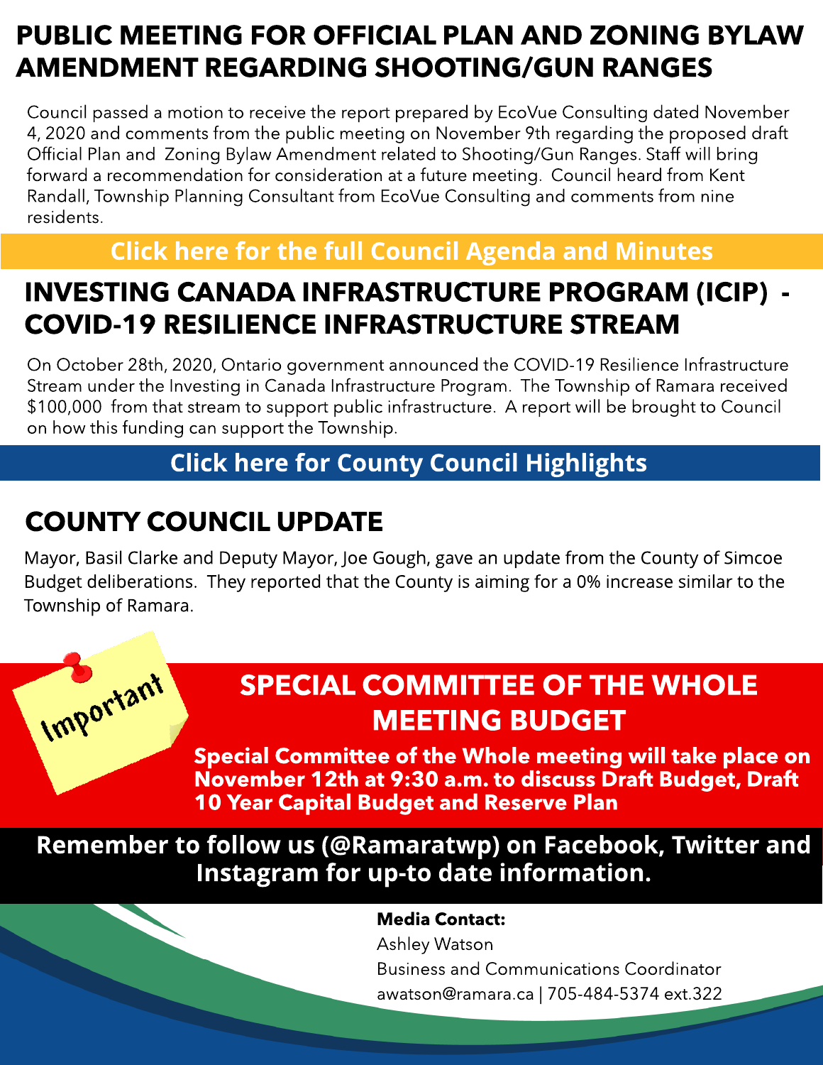## PUBLIC MEETING FOR OFFICIAL PLAN AND ZONING BYLAW AMENDMENT REGARDING SHOOTING/GUN RANGES

Council passed a motion to receive the report prepared by EcoVue Consulting dated November 4, 2020 and comments from the public meeting on November 9th regarding the proposed draft Official Plan and Zoning Bylaw Amendment related to Shooting/Gun Ranges. Staff will bring forward a recommendation for consideration at a future meeting. Council heard from Kent Randall, Township Planning Consultant from EcoVue Consulting and comments from nine residents.

**Click here for the full Council Agenda and Minutes**

## INVESTING CANADA INFRASTRUCTURE PROGRAM (ICIP) - COVID-19 RESILIENCE INFRASTRUCTURE STREAM

On October 28th, 2020, Ontario government announced the COVID-19 Resilience Infrastructure Stream under the Investing in Canada Infrastructure Program. The Township of Ramara received $100,000 from that stream to support public infrastructure. A report will be brought to Council on how this funding can support the Township.

**Click here for County Council Highlights**

## COUNTY COUNCIL UPDATE

Mayor, Basil Clarke and Deputy Mayor, Joe Gough, gave an update from the County of Simcoe Budget deliberations. They reported that the County is aiming for a 0% increase similar to the Township of Ramara.

Important

## SPECIAL COMMITTEE OF THE WHOLE MEETING BUDGET

**Special Committee of the Whole meeting will take place on November 12th at 9:30 a.m. to discuss Draft Budget, Draft 10 Year Capital Budget and Reserve Plan**

**Remember to follow us (@Ramaratwp) on Facebook, Twitter and Instagram for up-to date information.**

**Media Contact:**
Ashley Watson
Business and Communications Coordinator
awatson@ramara.ca | 705-484-5374 ext.322